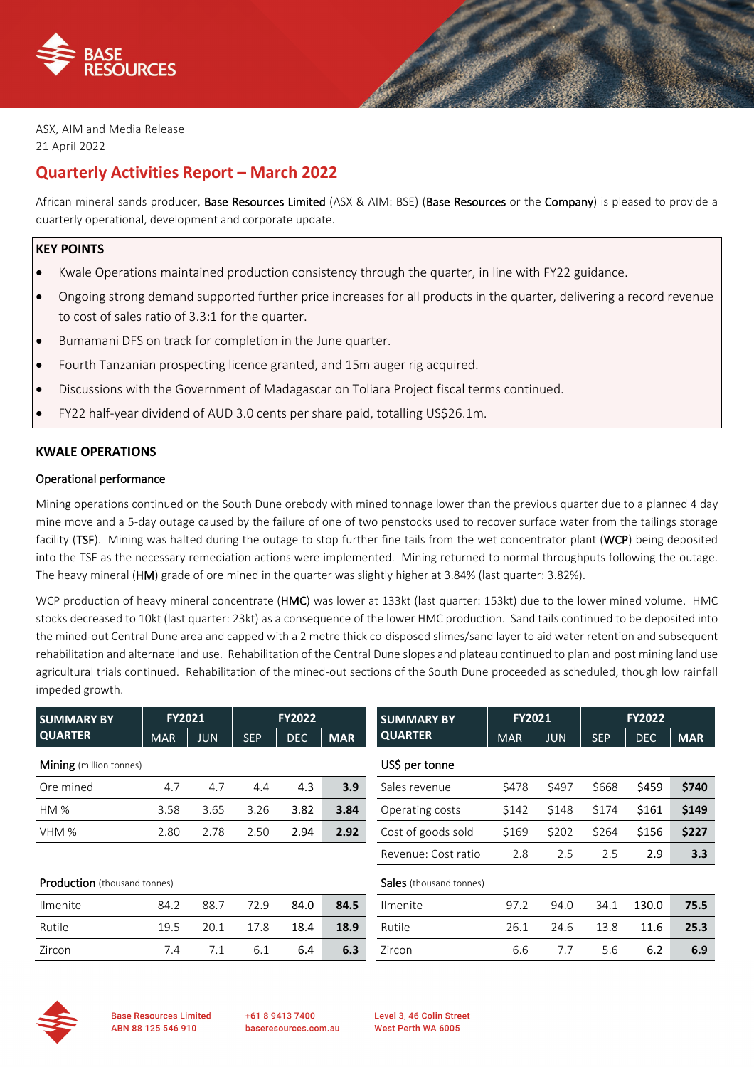ASX, AIM and Media Release
21 April 2022

# Quarterly Activities Report – March 2022

African mineral sands producer, **Base Resources Limited** (ASX & AIM: BSE) (**Base Resources** or the **Company**) is pleased to provide a quarterly operational, development and corporate update.

## KEY POINTS

- Kwale Operations maintained production consistency through the quarter, in line with FY22 guidance.
- Ongoing strong demand supported further price increases for all products in the quarter, delivering a record revenue to cost of sales ratio of 3.3:1 for the quarter.
- Bumamani DFS on track for completion in the June quarter.
- Fourth Tanzanian prospecting licence granted, and 15m auger rig acquired.
- Discussions with the Government of Madagascar on Toliara Project fiscal terms continued.
- FY22 half-year dividend of AUD 3.0 cents per share paid, totalling US$26.1m.

## KWALE OPERATIONS

### Operational performance

Mining operations continued on the South Dune orebody with mined tonnage lower than the previous quarter due to a planned 4 day mine move and a 5-day outage caused by the failure of one of two penstocks used to recover surface water from the tailings storage facility (**TSF**). Mining was halted during the outage to stop further fine tails from the wet concentrator plant (**WCP**) being deposited into the TSF as the necessary remediation actions were implemented. Mining returned to normal throughputs following the outage. The heavy mineral (**HM**) grade of ore mined in the quarter was slightly higher at 3.84% (last quarter: 3.82%).

WCP production of heavy mineral concentrate (**HMC**) was lower at 133kt (last quarter: 153kt) due to the lower mined volume. HMC stocks decreased to 10kt (last quarter: 23kt) as a consequence of the lower HMC production. Sand tails continued to be deposited into the mined-out Central Dune area and capped with a 2 metre thick co-disposed slimes/sand layer to aid water retention and subsequent rehabilitation and alternate land use. Rehabilitation of the Central Dune slopes and plateau continued to plan and post mining land use agricultural trials continued. Rehabilitation of the mined-out sections of the South Dune proceeded as scheduled, though low rainfall impeded growth.

| SUMMARY BY QUARTER | FY2021 | | FY2022 | | |
|---|---|---|---|---|---|
| | MAR | JUN | SEP | DEC | MAR |
| **Mining** (million tonnes) | | | | | |
| Ore mined | 4.7 | 4.7 | 4.4 | 4.3 | **3.9** |
| HM % | 3.58 | 3.65 | 3.26 | 3.82 | **3.84** |
| VHM % | 2.80 | 2.78 | 2.50 | 2.94 | **2.92** |
| **Production** (thousand tonnes) | | | | | |
| Ilmenite | 84.2 | 88.7 | 72.9 | 84.0 | **84.5** |
| Rutile | 19.5 | 20.1 | 17.8 | 18.4 | **18.9** |
| Zircon | 7.4 | 7.1 | 6.1 | 6.4 | **6.3** |

| SUMMARY BY QUARTER | FY2021 | | FY2022 | | |
|---|---|---|---|---|---|
| | MAR | JUN | SEP | DEC | MAR |
| **US$ per tonne** | | | | | |
| Sales revenue | $478 | $497 | $668 | $459 | **$740** |
| Operating costs | $142 | $148 | $174 | $161 | **$149** |
| Cost of goods sold | $169 | $202 | $264 | $156 | **$227** |
| Revenue: Cost ratio | 2.8 | 2.5 | 2.5 | 2.9 | **3.3** |
| **Sales** (thousand tonnes) | | | | | |
| Ilmenite | 97.2 | 94.0 | 34.1 | 130.0 | **75.5** |
| Rutile | 26.1 | 24.6 | 13.8 | 11.6 | **25.3** |
| Zircon | 6.6 | 7.7 | 5.6 | 6.2 | **6.9** |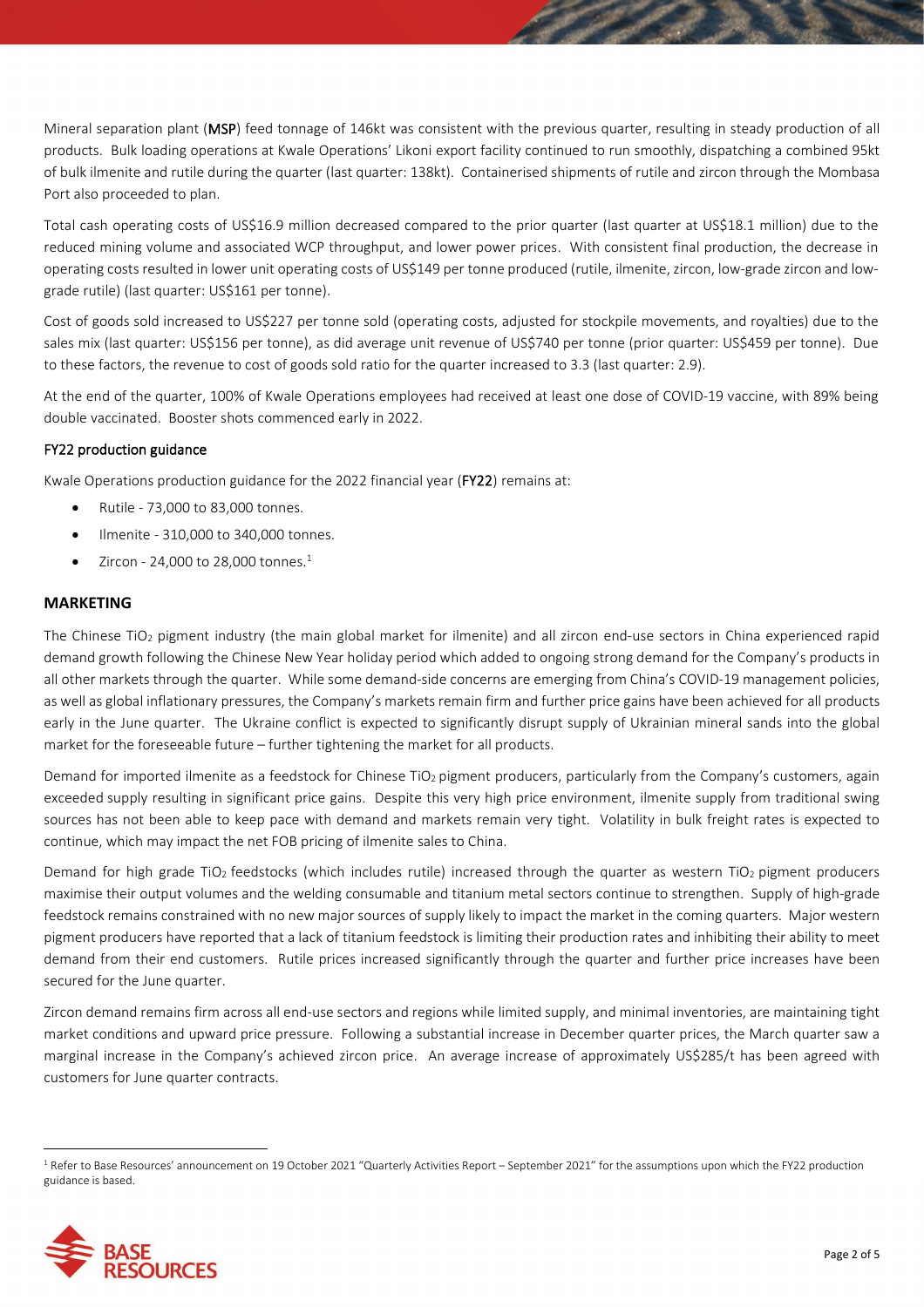Mineral separation plant (**MSP**) feed tonnage of 146kt was consistent with the previous quarter, resulting in steady production of all products. Bulk loading operations at Kwale Operations' Likoni export facility continued to run smoothly, dispatching a combined 95kt of bulk ilmenite and rutile during the quarter (last quarter: 138kt). Containerised shipments of rutile and zircon through the Mombasa Port also proceeded to plan.

Total cash operating costs of US$16.9 million decreased compared to the prior quarter (last quarter at US$18.1 million) due to the reduced mining volume and associated WCP throughput, and lower power prices. With consistent final production, the decrease in operating costs resulted in lower unit operating costs of US$149 per tonne produced (rutile, ilmenite, zircon, low-grade zircon and low-grade rutile) (last quarter: US$161 per tonne).

Cost of goods sold increased to US$227 per tonne sold (operating costs, adjusted for stockpile movements, and royalties) due to the sales mix (last quarter: US$156 per tonne), as did average unit revenue of US$740 per tonne (prior quarter: US$459 per tonne). Due to these factors, the revenue to cost of goods sold ratio for the quarter increased to 3.3 (last quarter: 2.9).

At the end of the quarter, 100% of Kwale Operations employees had received at least one dose of COVID-19 vaccine, with 89% being double vaccinated. Booster shots commenced early in 2022.

### FY22 production guidance

Kwale Operations production guidance for the 2022 financial year (**FY22**) remains at:

- Rutile - 73,000 to 83,000 tonnes.
- Ilmenite - 310,000 to 340,000 tonnes.
- Zircon - 24,000 to 28,000 tonnes.[1]

## MARKETING

The Chinese $TiO_2$ pigment industry (the main global market for ilmenite) and all zircon end-use sectors in China experienced rapid demand growth following the Chinese New Year holiday period which added to ongoing strong demand for the Company's products in all other markets through the quarter. While some demand-side concerns are emerging from China's COVID-19 management policies, as well as global inflationary pressures, the Company's markets remain firm and further price gains have been achieved for all products early in the June quarter. The Ukraine conflict is expected to significantly disrupt supply of Ukrainian mineral sands into the global market for the foreseeable future – further tightening the market for all products.

Demand for imported ilmenite as a feedstock for Chinese $TiO_2$ pigment producers, particularly from the Company's customers, again exceeded supply resulting in significant price gains. Despite this very high price environment, ilmenite supply from traditional swing sources has not been able to keep pace with demand and markets remain very tight. Volatility in bulk freight rates is expected to continue, which may impact the net FOB pricing of ilmenite sales to China.

Demand for high grade $TiO_2$ feedstocks (which includes rutile) increased through the quarter as western $TiO_2$ pigment producers maximise their output volumes and the welding consumable and titanium metal sectors continue to strengthen. Supply of high-grade feedstock remains constrained with no new major sources of supply likely to impact the market in the coming quarters. Major western pigment producers have reported that a lack of titanium feedstock is limiting their production rates and inhibiting their ability to meet demand from their end customers. Rutile prices increased significantly through the quarter and further price increases have been secured for the June quarter.

Zircon demand remains firm across all end-use sectors and regions while limited supply, and minimal inventories, are maintaining tight market conditions and upward price pressure. Following a substantial increase in December quarter prices, the March quarter saw a marginal increase in the Company's achieved zircon price. An average increase of approximately US$285/t has been agreed with customers for June quarter contracts.

[1] Refer to Base Resources' announcement on 19 October 2021 "Quarterly Activities Report – September 2021" for the assumptions upon which the FY22 production guidance is based.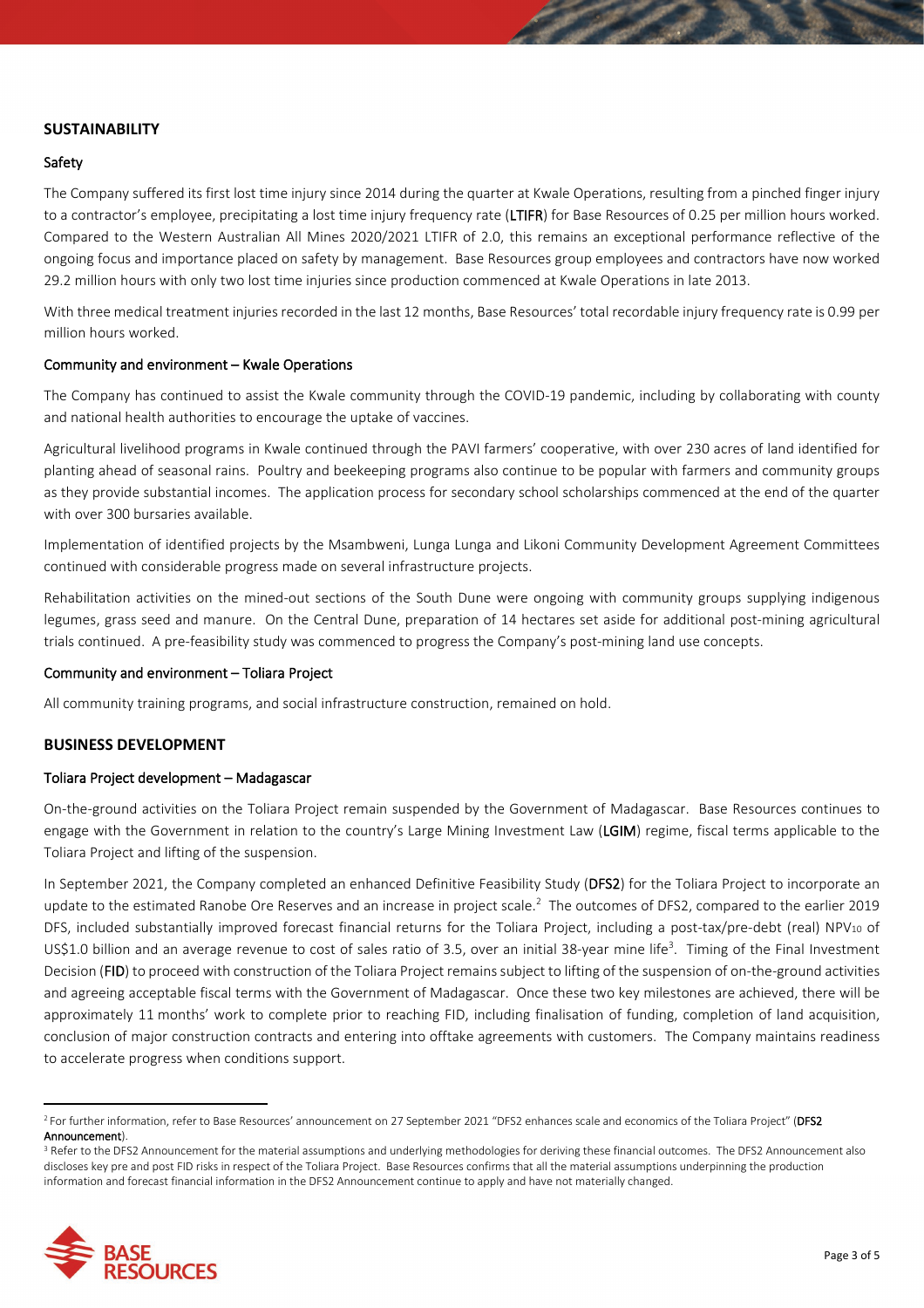## SUSTAINABILITY

### Safety

The Company suffered its first lost time injury since 2014 during the quarter at Kwale Operations, resulting from a pinched finger injury to a contractor's employee, precipitating a lost time injury frequency rate (**LTIFR**) for Base Resources of 0.25 per million hours worked. Compared to the Western Australian All Mines 2020/2021 LTIFR of 2.0, this remains an exceptional performance reflective of the ongoing focus and importance placed on safety by management. Base Resources group employees and contractors have now worked 29.2 million hours with only two lost time injuries since production commenced at Kwale Operations in late 2013.

With three medical treatment injuries recorded in the last 12 months, Base Resources' total recordable injury frequency rate is 0.99 per million hours worked.

### Community and environment – Kwale Operations

The Company has continued to assist the Kwale community through the COVID-19 pandemic, including by collaborating with county and national health authorities to encourage the uptake of vaccines.

Agricultural livelihood programs in Kwale continued through the PAVI farmers' cooperative, with over 230 acres of land identified for planting ahead of seasonal rains. Poultry and beekeeping programs also continue to be popular with farmers and community groups as they provide substantial incomes. The application process for secondary school scholarships commenced at the end of the quarter with over 300 bursaries available.

Implementation of identified projects by the Msambweni, Lunga Lunga and Likoni Community Development Agreement Committees continued with considerable progress made on several infrastructure projects.

Rehabilitation activities on the mined-out sections of the South Dune were ongoing with community groups supplying indigenous legumes, grass seed and manure. On the Central Dune, preparation of 14 hectares set aside for additional post-mining agricultural trials continued. A pre-feasibility study was commenced to progress the Company's post-mining land use concepts.

### Community and environment – Toliara Project

All community training programs, and social infrastructure construction, remained on hold.

## BUSINESS DEVELOPMENT

### Toliara Project development – Madagascar

On-the-ground activities on the Toliara Project remain suspended by the Government of Madagascar. Base Resources continues to engage with the Government in relation to the country's Large Mining Investment Law (**LGIM**) regime, fiscal terms applicable to the Toliara Project and lifting of the suspension.

In September 2021, the Company completed an enhanced Definitive Feasibility Study (**DFS2**) for the Toliara Project to incorporate an update to the estimated Ranobe Ore Reserves and an increase in project scale.[2] The outcomes of DFS2, compared to the earlier 2019 DFS, included substantially improved forecast financial returns for the Toliara Project, including a post-tax/pre-debt (real) $NPV_{10}$ of US$1.0 billion and an average revenue to cost of sales ratio of 3.5, over an initial 38-year mine life[3]. Timing of the Final Investment Decision (**FID**) to proceed with construction of the Toliara Project remains subject to lifting of the suspension of on-the-ground activities and agreeing acceptable fiscal terms with the Government of Madagascar. Once these two key milestones are achieved, there will be approximately 11 months' work to complete prior to reaching FID, including finalisation of funding, completion of land acquisition, conclusion of major construction contracts and entering into offtake agreements with customers. The Company maintains readiness to accelerate progress when conditions support.

---

[2] For further information, refer to Base Resources' announcement on 27 September 2021 "DFS2 enhances scale and economics of the Toliara Project" (**DFS2 Announcement**).

[3] Refer to the DFS2 Announcement for the material assumptions and underlying methodologies for deriving these financial outcomes. The DFS2 Announcement also discloses key pre and post FID risks in respect of the Toliara Project. Base Resources confirms that all the material assumptions underpinning the production information and forecast financial information in the DFS2 Announcement continue to apply and have not materially changed.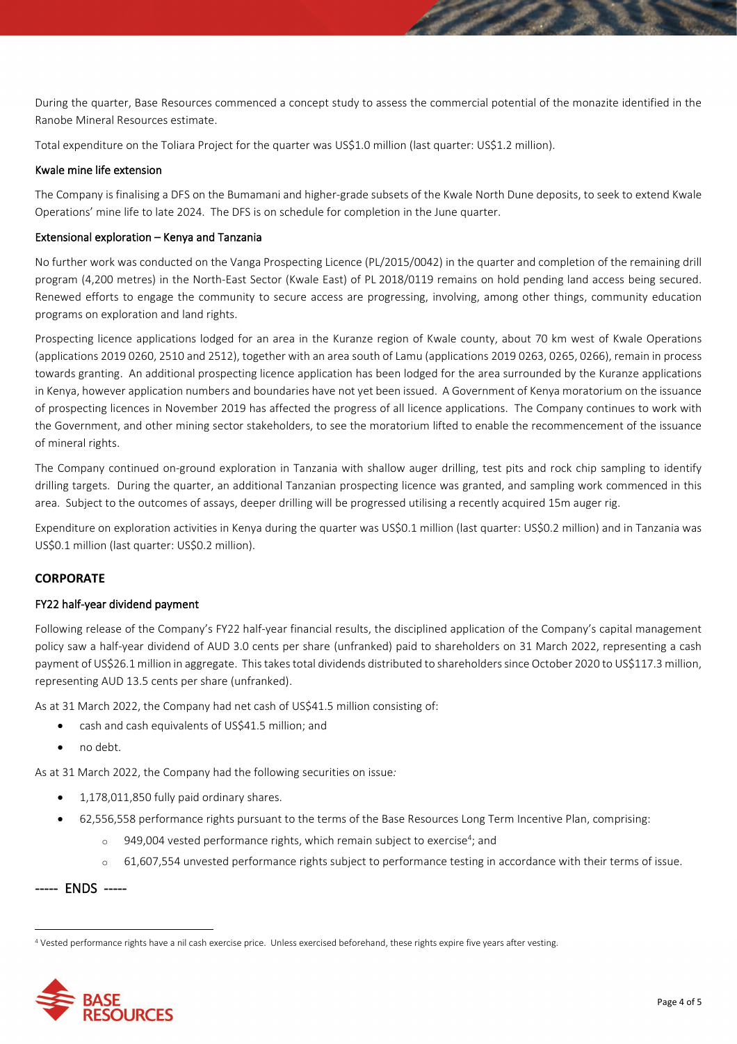During the quarter, Base Resources commenced a concept study to assess the commercial potential of the monazite identified in the Ranobe Mineral Resources estimate.

Total expenditure on the Toliara Project for the quarter was US$1.0 million (last quarter: US$1.2 million).

### Kwale mine life extension

The Company is finalising a DFS on the Bumamani and higher-grade subsets of the Kwale North Dune deposits, to seek to extend Kwale Operations' mine life to late 2024. The DFS is on schedule for completion in the June quarter.

### Extensional exploration – Kenya and Tanzania

No further work was conducted on the Vanga Prospecting Licence (PL/2015/0042) in the quarter and completion of the remaining drill program (4,200 metres) in the North-East Sector (Kwale East) of PL 2018/0119 remains on hold pending land access being secured. Renewed efforts to engage the community to secure access are progressing, involving, among other things, community education programs on exploration and land rights.

Prospecting licence applications lodged for an area in the Kuranze region of Kwale county, about 70 km west of Kwale Operations (applications 2019 0260, 2510 and 2512), together with an area south of Lamu (applications 2019 0263, 0265, 0266), remain in process towards granting. An additional prospecting licence application has been lodged for the area surrounded by the Kuranze applications in Kenya, however application numbers and boundaries have not yet been issued. A Government of Kenya moratorium on the issuance of prospecting licences in November 2019 has affected the progress of all licence applications. The Company continues to work with the Government, and other mining sector stakeholders, to see the moratorium lifted to enable the recommencement of the issuance of mineral rights.

The Company continued on-ground exploration in Tanzania with shallow auger drilling, test pits and rock chip sampling to identify drilling targets. During the quarter, an additional Tanzanian prospecting licence was granted, and sampling work commenced in this area. Subject to the outcomes of assays, deeper drilling will be progressed utilising a recently acquired 15m auger rig.

Expenditure on exploration activities in Kenya during the quarter was US$0.1 million (last quarter: US$0.2 million) and in Tanzania was US$0.1 million (last quarter: US$0.2 million).

## CORPORATE

### FY22 half-year dividend payment

Following release of the Company's FY22 half-year financial results, the disciplined application of the Company's capital management policy saw a half-year dividend of AUD 3.0 cents per share (unfranked) paid to shareholders on 31 March 2022, representing a cash payment of US$26.1 million in aggregate. This takes total dividends distributed to shareholders since October 2020 to US$117.3 million, representing AUD 13.5 cents per share (unfranked).

As at 31 March 2022, the Company had net cash of US$41.5 million consisting of:

- cash and cash equivalents of US$41.5 million; and
- no debt.

As at 31 March 2022, the Company had the following securities on issue:

- 1,178,011,850 fully paid ordinary shares.
- 62,556,558 performance rights pursuant to the terms of the Base Resources Long Term Incentive Plan, comprising:
  - 949,004 vested performance rights, which remain subject to exercise[4]; and
  - 61,607,554 unvested performance rights subject to performance testing in accordance with their terms of issue.

----- ENDS -----

[4] Vested performance rights have a nil cash exercise price. Unless exercised beforehand, these rights expire five years after vesting.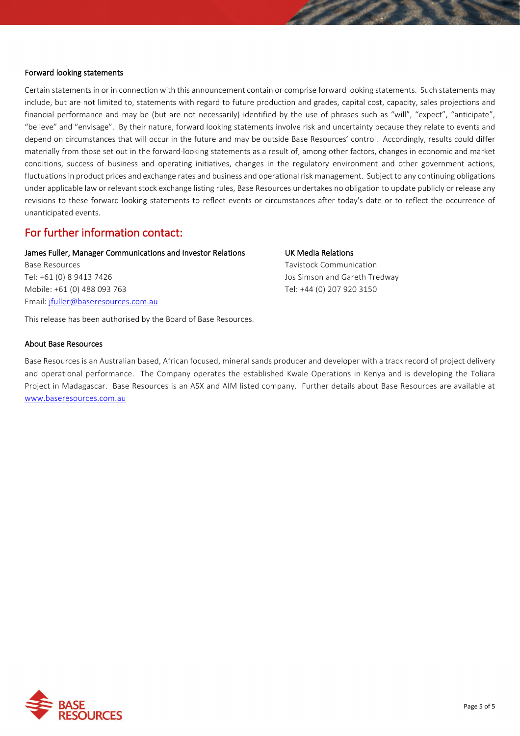### Forward looking statements

Certain statements in or in connection with this announcement contain or comprise forward looking statements. Such statements may include, but are not limited to, statements with regard to future production and grades, capital cost, capacity, sales projections and financial performance and may be (but are not necessarily) identified by the use of phrases such as "will", "expect", "anticipate", "believe" and "envisage". By their nature, forward looking statements involve risk and uncertainty because they relate to events and depend on circumstances that will occur in the future and may be outside Base Resources' control. Accordingly, results could differ materially from those set out in the forward-looking statements as a result of, among other factors, changes in economic and market conditions, success of business and operating initiatives, changes in the regulatory environment and other government actions, fluctuations in product prices and exchange rates and business and operational risk management. Subject to any continuing obligations under applicable law or relevant stock exchange listing rules, Base Resources undertakes no obligation to update publicly or release any revisions to these forward-looking statements to reflect events or circumstances after today's date or to reflect the occurrence of unanticipated events.

## For further information contact:

**James Fuller, Manager Communications and Investor Relations**
Base Resources
Tel: +61 (0) 8 9413 7426
Mobile: +61 (0) 488 093 763
Email: jfuller@baseresources.com.au

**UK Media Relations**
Tavistock Communication
Jos Simson and Gareth Tredway
Tel: +44 (0) 207 920 3150

This release has been authorised by the Board of Base Resources.

### About Base Resources

Base Resources is an Australian based, African focused, mineral sands producer and developer with a track record of project delivery and operational performance. The Company operates the established Kwale Operations in Kenya and is developing the Toliara Project in Madagascar. Base Resources is an ASX and AIM listed company. Further details about Base Resources are available at www.baseresources.com.au